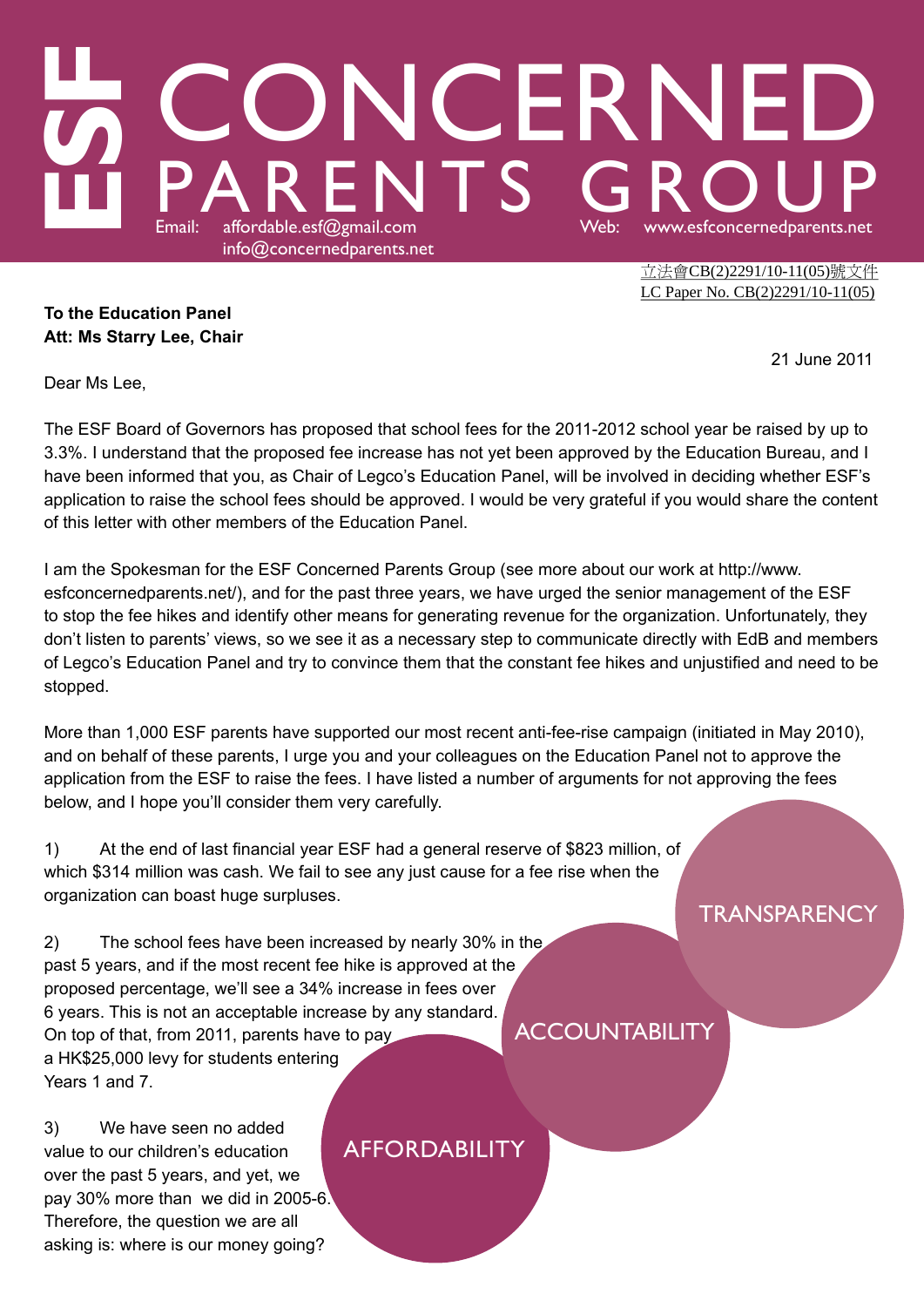# ESF CONCERNED PARENTS GROUP

Email: affordable.esf@gmail.com
info@concernedparents.net

Web: www.esfconcernedparents.net

立法會CB(2)2291/10-11(05)號文件
LC Paper No. CB(2)2291/10-11(05)

**To the Education Panel**
**Att: Ms Starry Lee, Chair**

21 June 2011

Dear Ms Lee,

The ESF Board of Governors has proposed that school fees for the 2011-2012 school year be raised by up to 3.3%. I understand that the proposed fee increase has not yet been approved by the Education Bureau, and I have been informed that you, as Chair of Legco's Education Panel, will be involved in deciding whether ESF's application to raise the school fees should be approved. I would be very grateful if you would share the content of this letter with other members of the Education Panel.

I am the Spokesman for the ESF Concerned Parents Group (see more about our work at http://www.esfconcernedparents.net/), and for the past three years, we have urged the senior management of the ESF to stop the fee hikes and identify other means for generating revenue for the organization. Unfortunately, they don't listen to parents' views, so we see it as a necessary step to communicate directly with EdB and members of Legco's Education Panel and try to convince them that the constant fee hikes and unjustified and need to be stopped.

More than 1,000 ESF parents have supported our most recent anti-fee-rise campaign (initiated in May 2010), and on behalf of these parents, I urge you and your colleagues on the Education Panel not to approve the application from the ESF to raise the fees. I have listed a number of arguments for not approving the fees below, and I hope you'll consider them very carefully.

1) At the end of last financial year ESF had a general reserve of $823 million, of which $314 million was cash. We fail to see any just cause for a fee rise when the organization can boast huge surpluses.

2) The school fees have been increased by nearly 30% in the past 5 years, and if the most recent fee hike is approved at the proposed percentage, we'll see a 34% increase in fees over 6 years. This is not an acceptable increase by any standard. On top of that, from 2011, parents have to pay a HK$25,000 levy for students entering Years 1 and 7.

3) We have seen no added value to our children's education over the past 5 years, and yet, we pay 30% more than we did in 2005-6. Therefore, the question we are all asking is: where is our money going?

TRANSPARENCY

ACCOUNTABILITY

AFFORDABILITY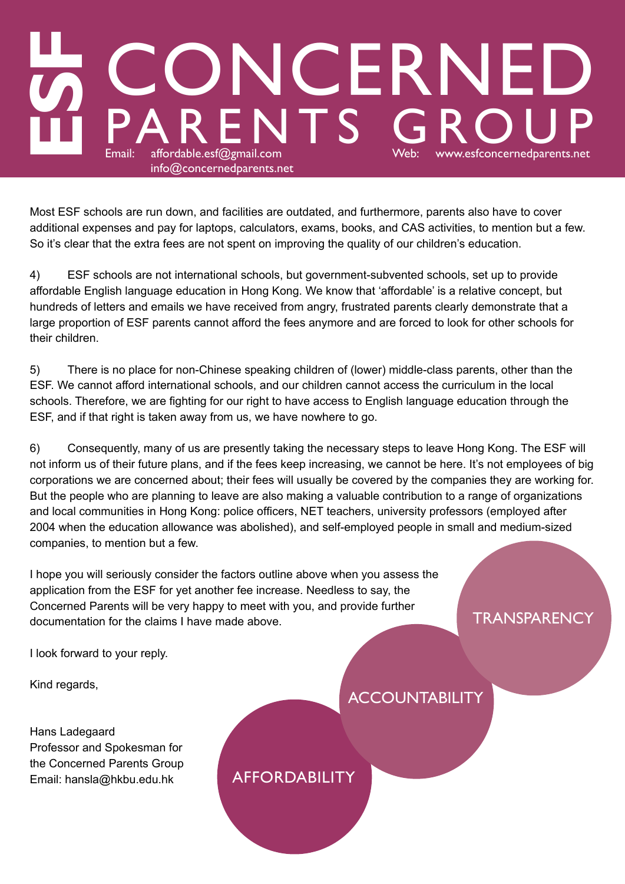# ESF CONCERNED PARENTS GROUP

Email: affordable.esf@gmail.com
info@concernedparents.net

Web: www.esfconcernedparents.net

Most ESF schools are run down, and facilities are outdated, and furthermore, parents also have to cover additional expenses and pay for laptops, calculators, exams, books, and CAS activities, to mention but a few. So it's clear that the extra fees are not spent on improving the quality of our children's education.

4) ESF schools are not international schools, but government-subvented schools, set up to provide affordable English language education in Hong Kong. We know that 'affordable' is a relative concept, but hundreds of letters and emails we have received from angry, frustrated parents clearly demonstrate that a large proportion of ESF parents cannot afford the fees anymore and are forced to look for other schools for their children.

5) There is no place for non-Chinese speaking children of (lower) middle-class parents, other than the ESF. We cannot afford international schools, and our children cannot access the curriculum in the local schools. Therefore, we are fighting for our right to have access to English language education through the ESF, and if that right is taken away from us, we have nowhere to go.

6) Consequently, many of us are presently taking the necessary steps to leave Hong Kong. The ESF will not inform us of their future plans, and if the fees keep increasing, we cannot be here. It's not employees of big corporations we are concerned about; their fees will usually be covered by the companies they are working for. But the people who are planning to leave are also making a valuable contribution to a range of organizations and local communities in Hong Kong: police officers, NET teachers, university professors (employed after 2004 when the education allowance was abolished), and self-employed people in small and medium-sized companies, to mention but a few.

I hope you will seriously consider the factors outline above when you assess the application from the ESF for yet another fee increase. Needless to say, the Concerned Parents will be very happy to meet with you, and provide further documentation for the claims I have made above.

I look forward to your reply.

Kind regards,

Hans Ladegaard
Professor and Spokesman for
the Concerned Parents Group
Email: hansla@hkbu.edu.hk

TRANSPARENCY

ACCOUNTABILITY

AFFORDABILITY